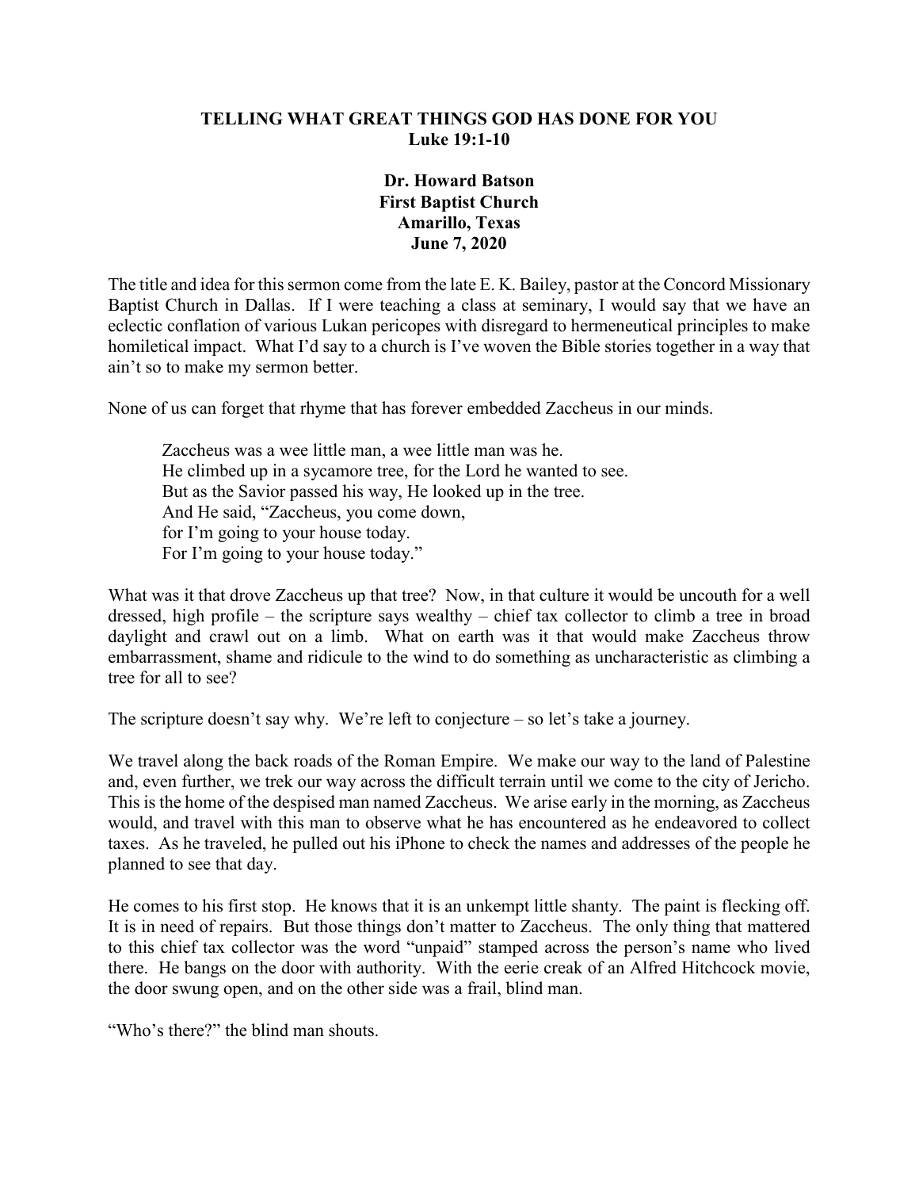# TELLING WHAT GREAT THINGS GOD HAS DONE FOR YOU
## Luke 19:1-10

**Dr. Howard Batson**
**First Baptist Church**
**Amarillo, Texas**
**June 7, 2020**

The title and idea for this sermon come from the late E. K. Bailey, pastor at the Concord Missionary Baptist Church in Dallas. If I were teaching a class at seminary, I would say that we have an eclectic conflation of various Lukan pericopes with disregard to hermeneutical principles to make homiletical impact. What I'd say to a church is I've woven the Bible stories together in a way that ain't so to make my sermon better.

None of us can forget that rhyme that has forever embedded Zaccheus in our minds.

> Zaccheus was a wee little man, a wee little man was he.
> He climbed up in a sycamore tree, for the Lord he wanted to see.
> But as the Savior passed his way, He looked up in the tree.
> And He said, "Zaccheus, you come down,
> for I'm going to your house today.
> For I'm going to your house today."

What was it that drove Zaccheus up that tree? Now, in that culture it would be uncouth for a well dressed, high profile – the scripture says wealthy – chief tax collector to climb a tree in broad daylight and crawl out on a limb. What on earth was it that would make Zaccheus throw embarrassment, shame and ridicule to the wind to do something as uncharacteristic as climbing a tree for all to see?

The scripture doesn't say why. We're left to conjecture – so let's take a journey.

We travel along the back roads of the Roman Empire. We make our way to the land of Palestine and, even further, we trek our way across the difficult terrain until we come to the city of Jericho. This is the home of the despised man named Zaccheus. We arise early in the morning, as Zaccheus would, and travel with this man to observe what he has encountered as he endeavored to collect taxes. As he traveled, he pulled out his iPhone to check the names and addresses of the people he planned to see that day.

He comes to his first stop. He knows that it is an unkempt little shanty. The paint is flecking off. It is in need of repairs. But those things don't matter to Zaccheus. The only thing that mattered to this chief tax collector was the word "unpaid" stamped across the person's name who lived there. He bangs on the door with authority. With the eerie creak of an Alfred Hitchcock movie, the door swung open, and on the other side was a frail, blind man.

"Who's there?" the blind man shouts.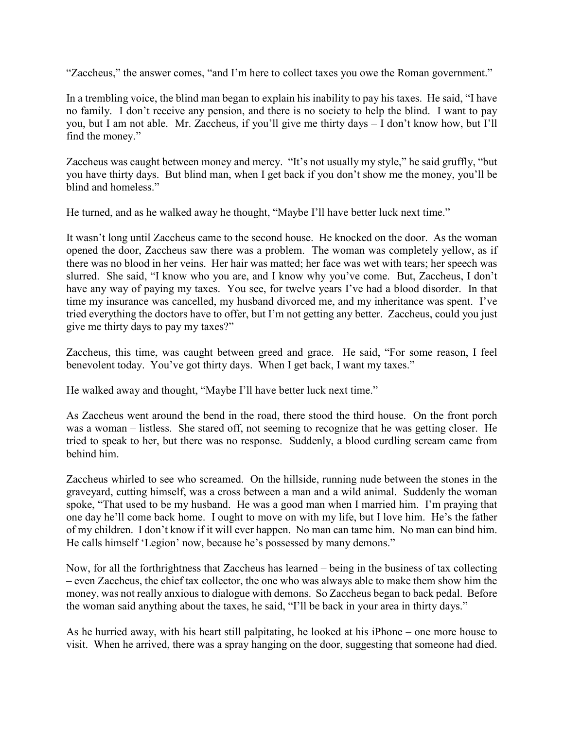"Zaccheus," the answer comes, "and I'm here to collect taxes you owe the Roman government."

In a trembling voice, the blind man began to explain his inability to pay his taxes. He said, "I have no family. I don't receive any pension, and there is no society to help the blind. I want to pay you, but I am not able. Mr. Zaccheus, if you'll give me thirty days – I don't know how, but I'll find the money."

Zaccheus was caught between money and mercy. "It's not usually my style," he said gruffly, "but you have thirty days. But blind man, when I get back if you don't show me the money, you'll be blind and homeless."

He turned, and as he walked away he thought, "Maybe I'll have better luck next time."

It wasn't long until Zaccheus came to the second house. He knocked on the door. As the woman opened the door, Zaccheus saw there was a problem. The woman was completely yellow, as if there was no blood in her veins. Her hair was matted; her face was wet with tears; her speech was slurred. She said, "I know who you are, and I know why you've come. But, Zaccheus, I don't have any way of paying my taxes. You see, for twelve years I've had a blood disorder. In that time my insurance was cancelled, my husband divorced me, and my inheritance was spent. I've tried everything the doctors have to offer, but I'm not getting any better. Zaccheus, could you just give me thirty days to pay my taxes?"

Zaccheus, this time, was caught between greed and grace. He said, "For some reason, I feel benevolent today. You've got thirty days. When I get back, I want my taxes."

He walked away and thought, "Maybe I'll have better luck next time."

As Zaccheus went around the bend in the road, there stood the third house. On the front porch was a woman – listless. She stared off, not seeming to recognize that he was getting closer. He tried to speak to her, but there was no response. Suddenly, a blood curdling scream came from behind him.

Zaccheus whirled to see who screamed. On the hillside, running nude between the stones in the graveyard, cutting himself, was a cross between a man and a wild animal. Suddenly the woman spoke, "That used to be my husband. He was a good man when I married him. I'm praying that one day he'll come back home. I ought to move on with my life, but I love him. He's the father of my children. I don't know if it will ever happen. No man can tame him. No man can bind him. He calls himself 'Legion' now, because he's possessed by many demons."

Now, for all the forthrightness that Zaccheus has learned – being in the business of tax collecting – even Zaccheus, the chief tax collector, the one who was always able to make them show him the money, was not really anxious to dialogue with demons. So Zaccheus began to back pedal. Before the woman said anything about the taxes, he said, "I'll be back in your area in thirty days."

As he hurried away, with his heart still palpitating, he looked at his iPhone – one more house to visit. When he arrived, there was a spray hanging on the door, suggesting that someone had died.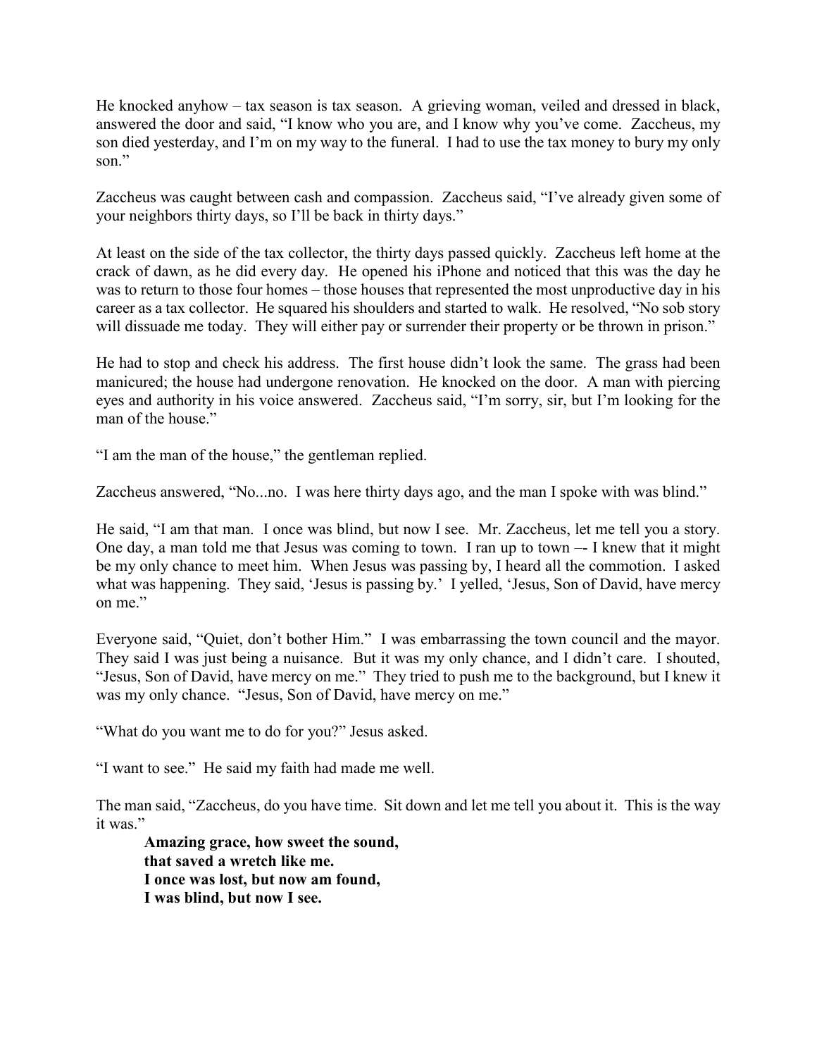He knocked anyhow – tax season is tax season. A grieving woman, veiled and dressed in black, answered the door and said, "I know who you are, and I know why you've come. Zaccheus, my son died yesterday, and I'm on my way to the funeral. I had to use the tax money to bury my only son."

Zaccheus was caught between cash and compassion. Zaccheus said, "I've already given some of your neighbors thirty days, so I'll be back in thirty days."

At least on the side of the tax collector, the thirty days passed quickly. Zaccheus left home at the crack of dawn, as he did every day. He opened his iPhone and noticed that this was the day he was to return to those four homes – those houses that represented the most unproductive day in his career as a tax collector. He squared his shoulders and started to walk. He resolved, "No sob story will dissuade me today. They will either pay or surrender their property or be thrown in prison."

He had to stop and check his address. The first house didn't look the same. The grass had been manicured; the house had undergone renovation. He knocked on the door. A man with piercing eyes and authority in his voice answered. Zaccheus said, "I'm sorry, sir, but I'm looking for the man of the house."

"I am the man of the house," the gentleman replied.

Zaccheus answered, "No...no. I was here thirty days ago, and the man I spoke with was blind."

He said, "I am that man. I once was blind, but now I see. Mr. Zaccheus, let me tell you a story. One day, a man told me that Jesus was coming to town. I ran up to town –- I knew that it might be my only chance to meet him. When Jesus was passing by, I heard all the commotion. I asked what was happening. They said, 'Jesus is passing by.' I yelled, 'Jesus, Son of David, have mercy on me."

Everyone said, "Quiet, don't bother Him." I was embarrassing the town council and the mayor. They said I was just being a nuisance. But it was my only chance, and I didn't care. I shouted, "Jesus, Son of David, have mercy on me." They tried to push me to the background, but I knew it was my only chance. "Jesus, Son of David, have mercy on me."

"What do you want me to do for you?" Jesus asked.

"I want to see." He said my faith had made me well.

The man said, "Zaccheus, do you have time. Sit down and let me tell you about it. This is the way it was."

> **Amazing grace, how sweet the sound,**
> **that saved a wretch like me.**
> **I once was lost, but now am found,**
> **I was blind, but now I see.**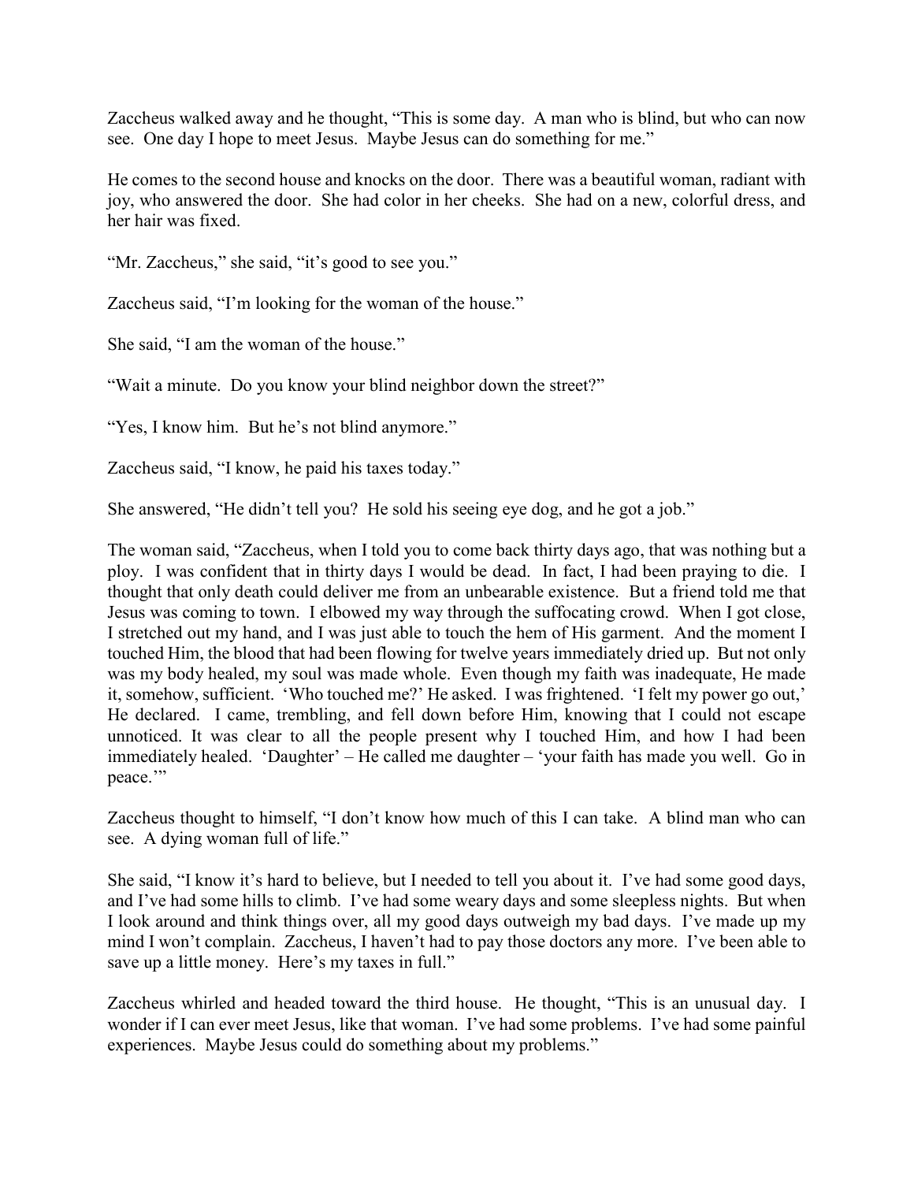Zaccheus walked away and he thought, "This is some day. A man who is blind, but who can now see. One day I hope to meet Jesus. Maybe Jesus can do something for me."

He comes to the second house and knocks on the door. There was a beautiful woman, radiant with joy, who answered the door. She had color in her cheeks. She had on a new, colorful dress, and her hair was fixed.

"Mr. Zaccheus," she said, "it's good to see you."

Zaccheus said, "I'm looking for the woman of the house."

She said, "I am the woman of the house."

"Wait a minute. Do you know your blind neighbor down the street?"

"Yes, I know him. But he's not blind anymore."

Zaccheus said, "I know, he paid his taxes today."

She answered, "He didn't tell you? He sold his seeing eye dog, and he got a job."

The woman said, "Zaccheus, when I told you to come back thirty days ago, that was nothing but a ploy. I was confident that in thirty days I would be dead. In fact, I had been praying to die. I thought that only death could deliver me from an unbearable existence. But a friend told me that Jesus was coming to town. I elbowed my way through the suffocating crowd. When I got close, I stretched out my hand, and I was just able to touch the hem of His garment. And the moment I touched Him, the blood that had been flowing for twelve years immediately dried up. But not only was my body healed, my soul was made whole. Even though my faith was inadequate, He made it, somehow, sufficient. 'Who touched me?' He asked. I was frightened. 'I felt my power go out,' He declared. I came, trembling, and fell down before Him, knowing that I could not escape unnoticed. It was clear to all the people present why I touched Him, and how I had been immediately healed. 'Daughter' – He called me daughter – 'your faith has made you well. Go in peace.'"

Zaccheus thought to himself, "I don't know how much of this I can take. A blind man who can see. A dying woman full of life."

She said, "I know it's hard to believe, but I needed to tell you about it. I've had some good days, and I've had some hills to climb. I've had some weary days and some sleepless nights. But when I look around and think things over, all my good days outweigh my bad days. I've made up my mind I won't complain. Zaccheus, I haven't had to pay those doctors any more. I've been able to save up a little money. Here's my taxes in full."

Zaccheus whirled and headed toward the third house. He thought, "This is an unusual day. I wonder if I can ever meet Jesus, like that woman. I've had some problems. I've had some painful experiences. Maybe Jesus could do something about my problems."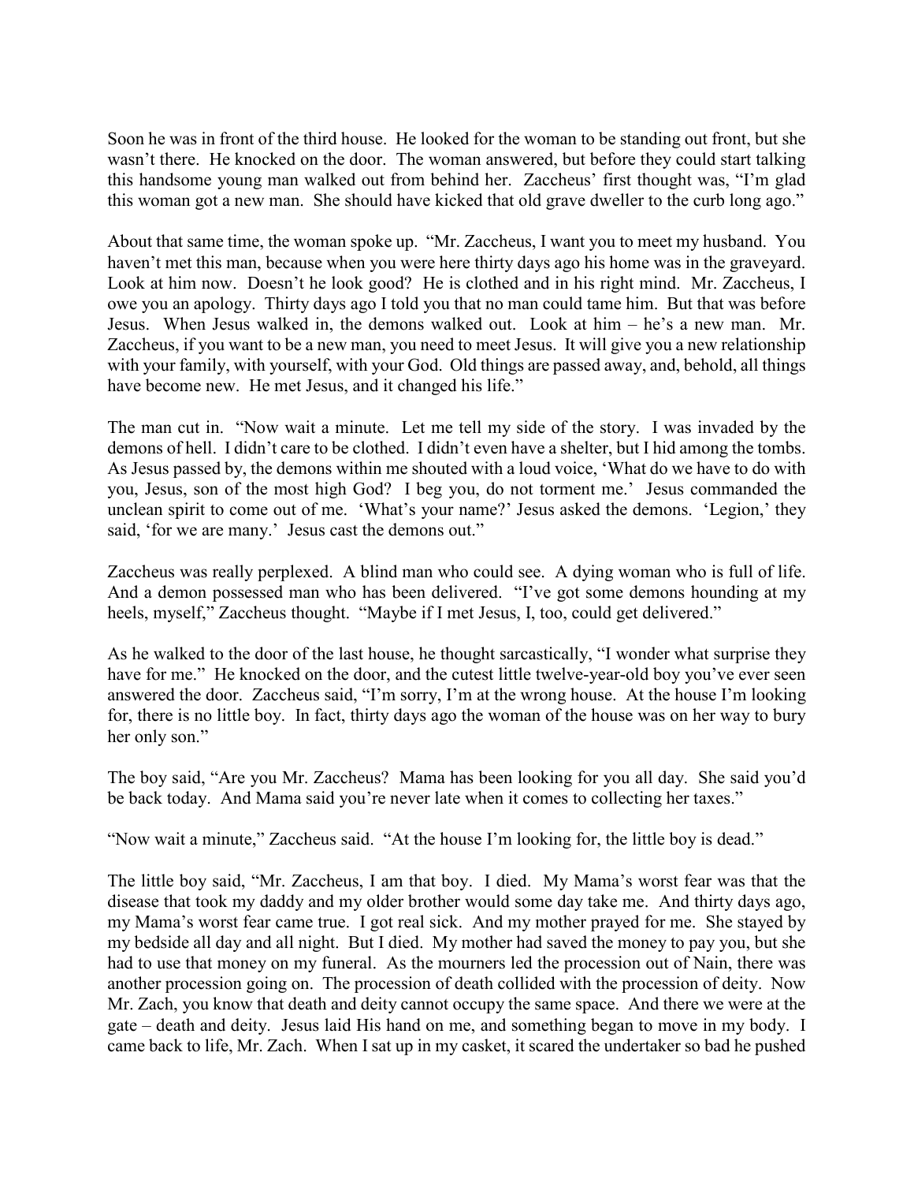Soon he was in front of the third house. He looked for the woman to be standing out front, but she wasn't there. He knocked on the door. The woman answered, but before they could start talking this handsome young man walked out from behind her. Zaccheus' first thought was, "I'm glad this woman got a new man. She should have kicked that old grave dweller to the curb long ago."

About that same time, the woman spoke up. "Mr. Zaccheus, I want you to meet my husband. You haven't met this man, because when you were here thirty days ago his home was in the graveyard. Look at him now. Doesn't he look good? He is clothed and in his right mind. Mr. Zaccheus, I owe you an apology. Thirty days ago I told you that no man could tame him. But that was before Jesus. When Jesus walked in, the demons walked out. Look at him – he's a new man. Mr. Zaccheus, if you want to be a new man, you need to meet Jesus. It will give you a new relationship with your family, with yourself, with your God. Old things are passed away, and, behold, all things have become new. He met Jesus, and it changed his life."

The man cut in. "Now wait a minute. Let me tell my side of the story. I was invaded by the demons of hell. I didn't care to be clothed. I didn't even have a shelter, but I hid among the tombs. As Jesus passed by, the demons within me shouted with a loud voice, 'What do we have to do with you, Jesus, son of the most high God? I beg you, do not torment me.' Jesus commanded the unclean spirit to come out of me. 'What's your name?' Jesus asked the demons. 'Legion,' they said, 'for we are many.' Jesus cast the demons out."

Zaccheus was really perplexed. A blind man who could see. A dying woman who is full of life. And a demon possessed man who has been delivered. "I've got some demons hounding at my heels, myself," Zaccheus thought. "Maybe if I met Jesus, I, too, could get delivered."

As he walked to the door of the last house, he thought sarcastically, "I wonder what surprise they have for me." He knocked on the door, and the cutest little twelve-year-old boy you've ever seen answered the door. Zaccheus said, "I'm sorry, I'm at the wrong house. At the house I'm looking for, there is no little boy. In fact, thirty days ago the woman of the house was on her way to bury her only son."

The boy said, "Are you Mr. Zaccheus? Mama has been looking for you all day. She said you'd be back today. And Mama said you're never late when it comes to collecting her taxes."

"Now wait a minute," Zaccheus said. "At the house I'm looking for, the little boy is dead."

The little boy said, "Mr. Zaccheus, I am that boy. I died. My Mama's worst fear was that the disease that took my daddy and my older brother would some day take me. And thirty days ago, my Mama's worst fear came true. I got real sick. And my mother prayed for me. She stayed by my bedside all day and all night. But I died. My mother had saved the money to pay you, but she had to use that money on my funeral. As the mourners led the procession out of Nain, there was another procession going on. The procession of death collided with the procession of deity. Now Mr. Zach, you know that death and deity cannot occupy the same space. And there we were at the gate – death and deity. Jesus laid His hand on me, and something began to move in my body. I came back to life, Mr. Zach. When I sat up in my casket, it scared the undertaker so bad he pushed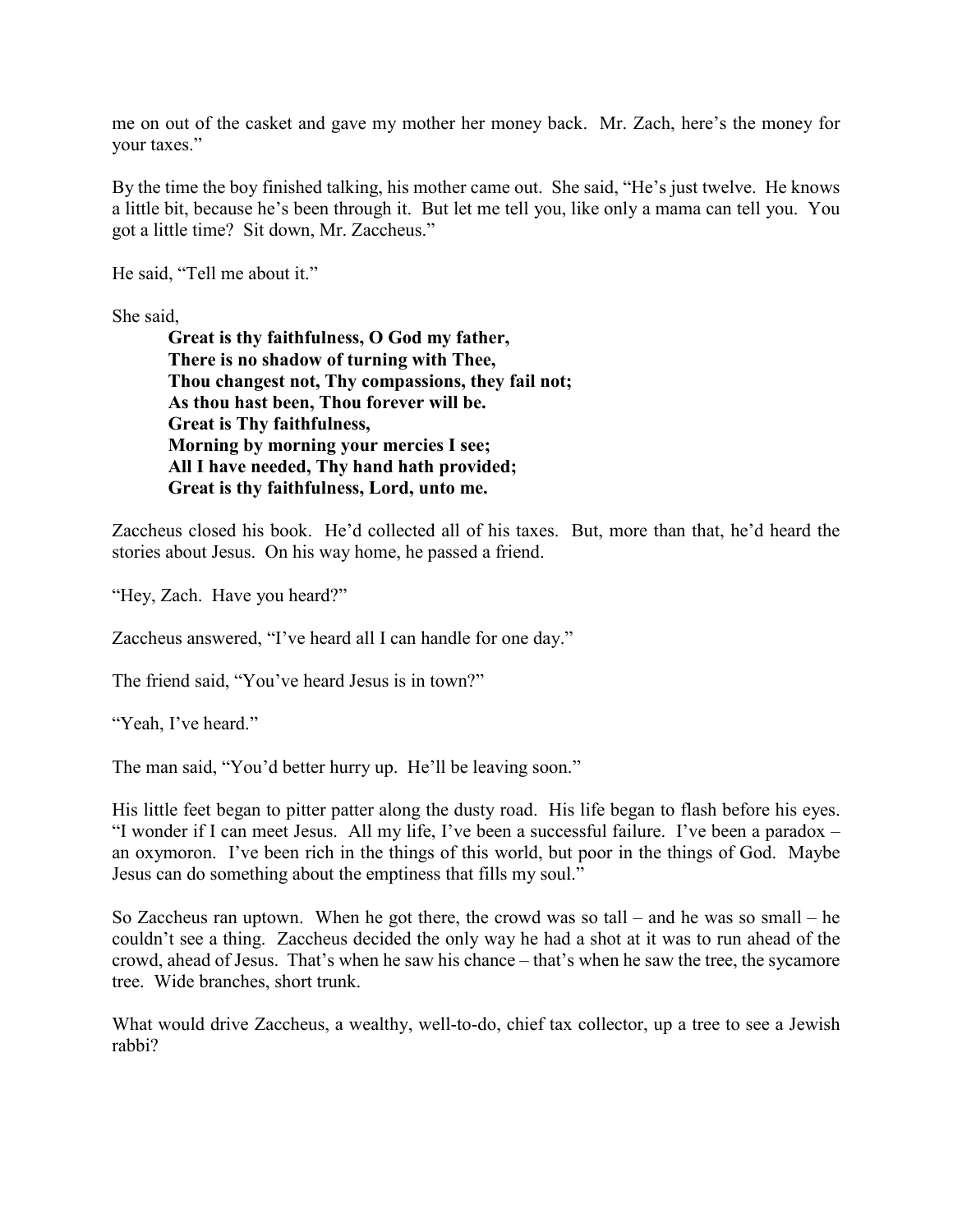me on out of the casket and gave my mother her money back. Mr. Zach, here's the money for your taxes."

By the time the boy finished talking, his mother came out. She said, "He's just twelve. He knows a little bit, because he's been through it. But let me tell you, like only a mama can tell you. You got a little time? Sit down, Mr. Zaccheus."

He said, "Tell me about it."

She said,

> **Great is thy faithfulness, O God my father,**
> **There is no shadow of turning with Thee,**
> **Thou changest not, Thy compassions, they fail not;**
> **As thou hast been, Thou forever will be.**
> **Great is Thy faithfulness,**
> **Morning by morning your mercies I see;**
> **All I have needed, Thy hand hath provided;**
> **Great is thy faithfulness, Lord, unto me.**

Zaccheus closed his book. He'd collected all of his taxes. But, more than that, he'd heard the stories about Jesus. On his way home, he passed a friend.

"Hey, Zach. Have you heard?"

Zaccheus answered, "I've heard all I can handle for one day."

The friend said, "You've heard Jesus is in town?"

"Yeah, I've heard."

The man said, "You'd better hurry up. He'll be leaving soon."

His little feet began to pitter patter along the dusty road. His life began to flash before his eyes. "I wonder if I can meet Jesus. All my life, I've been a successful failure. I've been a paradox – an oxymoron. I've been rich in the things of this world, but poor in the things of God. Maybe Jesus can do something about the emptiness that fills my soul."

So Zaccheus ran uptown. When he got there, the crowd was so tall – and he was so small – he couldn't see a thing. Zaccheus decided the only way he had a shot at it was to run ahead of the crowd, ahead of Jesus. That's when he saw his chance – that's when he saw the tree, the sycamore tree. Wide branches, short trunk.

What would drive Zaccheus, a wealthy, well-to-do, chief tax collector, up a tree to see a Jewish rabbi?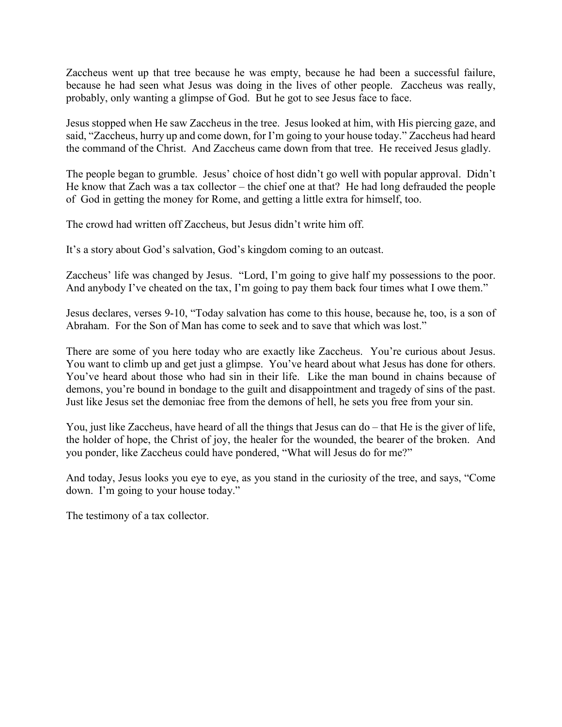Zaccheus went up that tree because he was empty, because he had been a successful failure, because he had seen what Jesus was doing in the lives of other people. Zaccheus was really, probably, only wanting a glimpse of God. But he got to see Jesus face to face.

Jesus stopped when He saw Zaccheus in the tree. Jesus looked at him, with His piercing gaze, and said, "Zaccheus, hurry up and come down, for I'm going to your house today." Zaccheus had heard the command of the Christ. And Zaccheus came down from that tree. He received Jesus gladly.

The people began to grumble. Jesus' choice of host didn't go well with popular approval. Didn't He know that Zach was a tax collector – the chief one at that? He had long defrauded the people of God in getting the money for Rome, and getting a little extra for himself, too.

The crowd had written off Zaccheus, but Jesus didn't write him off.

It's a story about God's salvation, God's kingdom coming to an outcast.

Zaccheus' life was changed by Jesus. "Lord, I'm going to give half my possessions to the poor. And anybody I've cheated on the tax, I'm going to pay them back four times what I owe them."

Jesus declares, verses 9-10, "Today salvation has come to this house, because he, too, is a son of Abraham. For the Son of Man has come to seek and to save that which was lost."

There are some of you here today who are exactly like Zaccheus. You're curious about Jesus. You want to climb up and get just a glimpse. You've heard about what Jesus has done for others. You've heard about those who had sin in their life. Like the man bound in chains because of demons, you're bound in bondage to the guilt and disappointment and tragedy of sins of the past. Just like Jesus set the demoniac free from the demons of hell, he sets you free from your sin.

You, just like Zaccheus, have heard of all the things that Jesus can do – that He is the giver of life, the holder of hope, the Christ of joy, the healer for the wounded, the bearer of the broken. And you ponder, like Zaccheus could have pondered, "What will Jesus do for me?"

And today, Jesus looks you eye to eye, as you stand in the curiosity of the tree, and says, "Come down. I'm going to your house today."

The testimony of a tax collector.